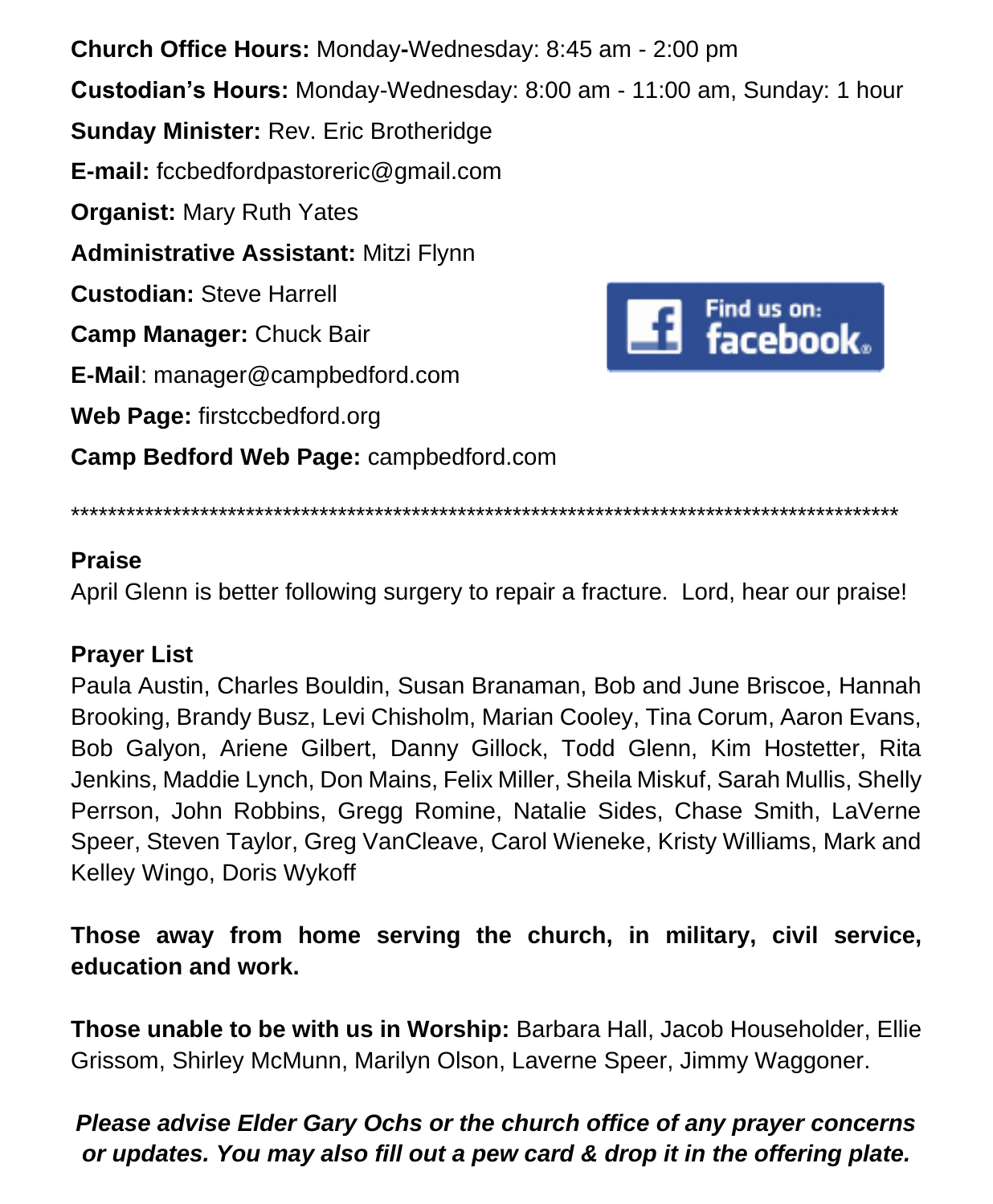**Church Office Hours:** Monday-Wednesday: 8:45 am - 2:00 pm

**Custodian's Hours:** Monday-Wednesday: 8:00 am - 11:00 am, Sunday: 1 hour

**Sunday Minister:** Rev. Eric Brotheridge

**E-mail:** fccbedfordpastoreric@gmail.com

**Organist:** Mary Ruth Yates

**Administrative Assistant:** Mitzi Flynn

**Custodian:** Steve Harrell

**Camp Manager:** Chuck Bair

**E-Mail**: manager@campbedford.com

**Web Page:** firstccbedford.org

**Camp Bedford Web Page:** campbedford.com

Find us on: facebook.

*******************************************************************************************

**Praise**

April Glenn is better following surgery to repair a fracture. Lord, hear our praise!

**Prayer List**

Paula Austin, Charles Bouldin, Susan Branaman, Bob and June Briscoe, Hannah Brooking, Brandy Busz, Levi Chisholm, Marian Cooley, Tina Corum, Aaron Evans, Bob Galyon, Ariene Gilbert, Danny Gillock, Todd Glenn, Kim Hostetter, Rita Jenkins, Maddie Lynch, Don Mains, Felix Miller, Sheila Miskuf, Sarah Mullis, Shelly Perrson, John Robbins, Gregg Romine, Natalie Sides, Chase Smith, LaVerne Speer, Steven Taylor, Greg VanCleave, Carol Wieneke, Kristy Williams, Mark and Kelley Wingo, Doris Wykoff

**Those away from home serving the church, in military, civil service, education and work.**

**Those unable to be with us in Worship:** Barbara Hall, Jacob Householder, Ellie Grissom, Shirley McMunn, Marilyn Olson, Laverne Speer, Jimmy Waggoner.

***Please advise Elder Gary Ochs or the church office of any prayer concerns or updates. You may also fill out a pew card & drop it in the offering plate.***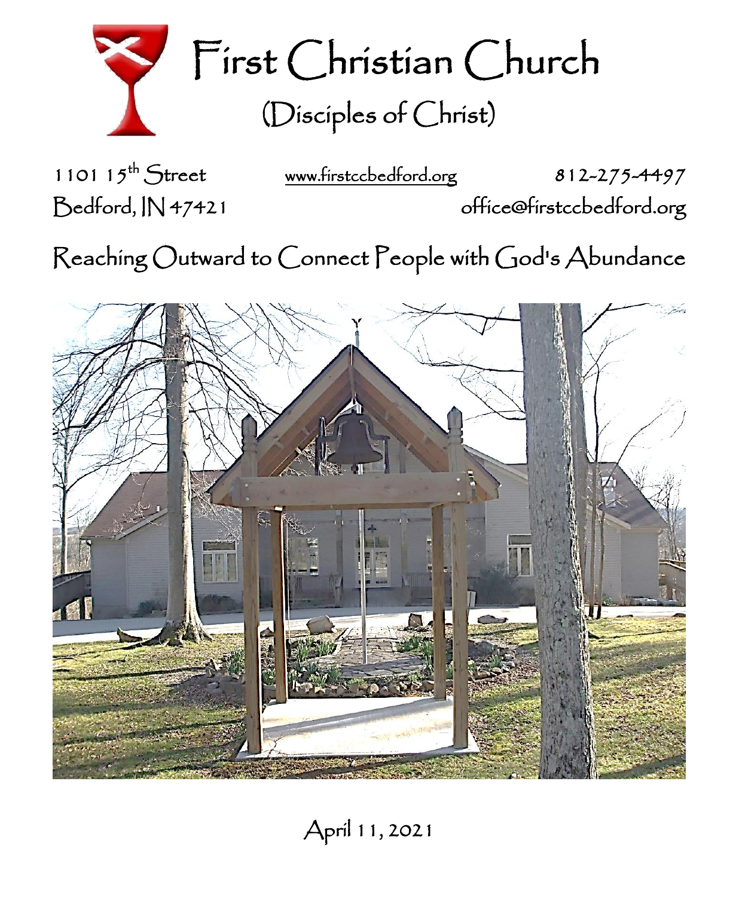# First Christian Church

## (Disciples of Christ)

1101 15th Street
Bedford, IN 47421

www.firstccbedford.org

812-275-4497
office@firstccbedford.org

Reaching Outward to Connect People with God's Abundance

April 11, 2021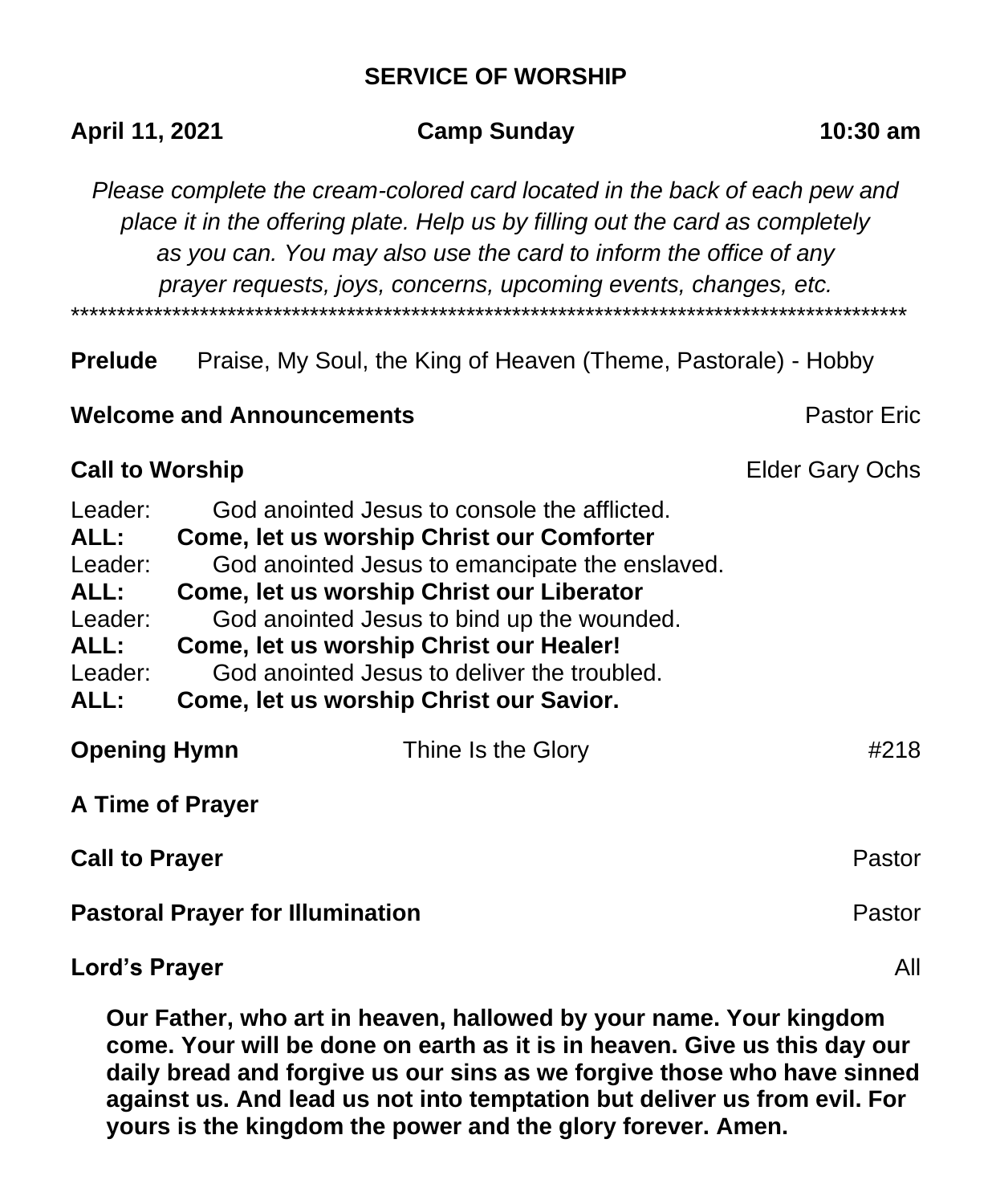## SERVICE OF WORSHIP

**April 11, 2021** | **Camp Sunday** | **10:30 am**

*Please complete the cream-colored card located in the back of each pew and place it in the offering plate. Help us by filling out the card as completely as you can. You may also use the card to inform the office of any prayer requests, joys, concerns, upcoming events, changes, etc.*

******************************************************************************************

**Prelude** Praise, My Soul, the King of Heaven (Theme, Pastorale) - Hobby

**Welcome and Announcements** Pastor Eric

**Call to Worship** Elder Gary Ochs

Leader: God anointed Jesus to console the afflicted.
**ALL: Come, let us worship Christ our Comforter**
Leader: God anointed Jesus to emancipate the enslaved.
**ALL: Come, let us worship Christ our Liberator**
Leader: God anointed Jesus to bind up the wounded.
**ALL: Come, let us worship Christ our Healer!**
Leader: God anointed Jesus to deliver the troubled.
**ALL: Come, let us worship Christ our Savior.**

**Opening Hymn** Thine Is the Glory #218

**A Time of Prayer**

**Call to Prayer** Pastor

**Pastoral Prayer for Illumination** Pastor

**Lord's Prayer** All

**Our Father, who art in heaven, hallowed by your name. Your kingdom come. Your will be done on earth as it is in heaven. Give us this day our daily bread and forgive us our sins as we forgive those who have sinned against us. And lead us not into temptation but deliver us from evil. For yours is the kingdom the power and the glory forever. Amen.**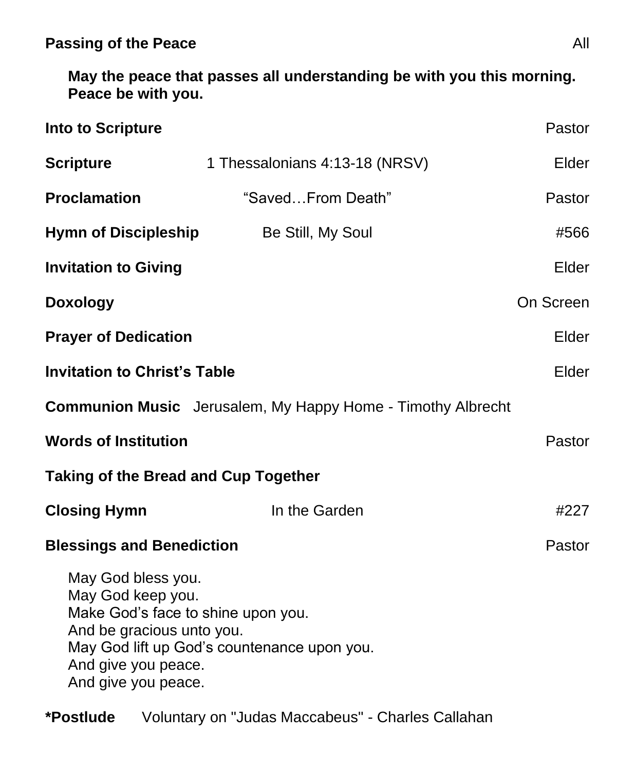**Passing of the Peace** All

**May the peace that passes all understanding be with you this morning. Peace be with you.**

**Into to Scripture** Pastor

**Scripture** 1 Thessalonians 4:13-18 (NRSV) Elder

**Proclamation** "Saved…From Death" Pastor

**Hymn of Discipleship** Be Still, My Soul #566

**Invitation to Giving** Elder

**Doxology** On Screen

**Prayer of Dedication** Elder

**Invitation to Christ's Table** Elder

**Communion Music** Jerusalem, My Happy Home - Timothy Albrecht

**Words of Institution** Pastor

**Taking of the Bread and Cup Together**

**Closing Hymn** In the Garden #227

**Blessings and Benediction** Pastor

May God bless you.
May God keep you.
Make God's face to shine upon you.
And be gracious unto you.
May God lift up God's countenance upon you.
And give you peace.
And give you peace.

**\*Postlude** Voluntary on "Judas Maccabeus" - Charles Callahan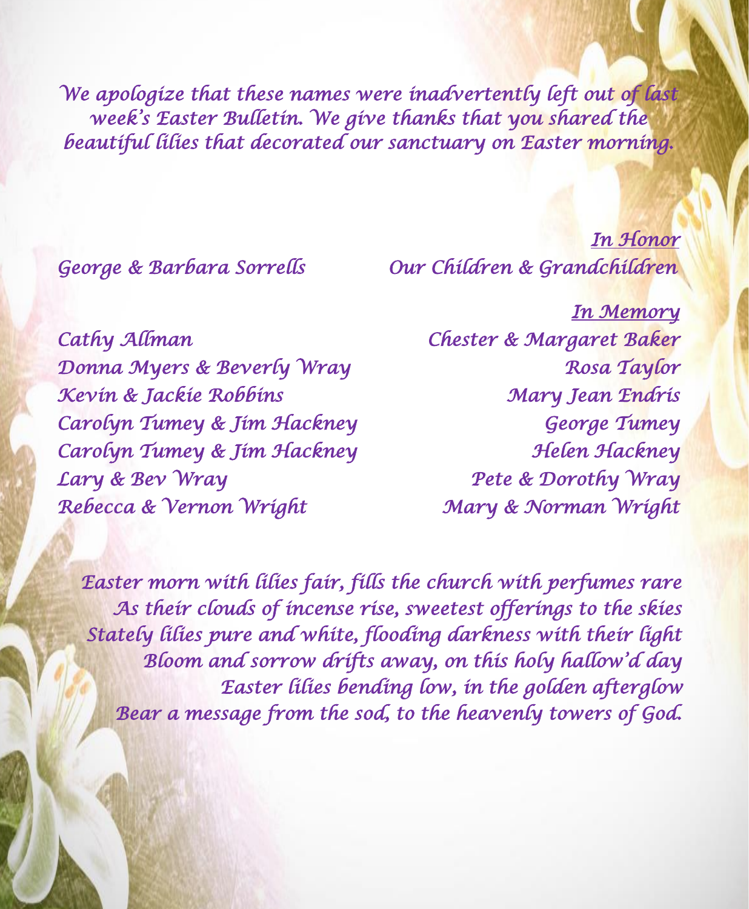*We apologize that these names were inadvertently left out of last week's Easter Bulletin. We give thanks that you shared the beautiful lilies that decorated our sanctuary on Easter morning.*

| | |
|---|---|
| | ***In Honor*** |
| *George & Barbara Sorrells* | *Our Children & Grandchildren* |
| | ***In Memory*** |
| *Cathy Allman* | *Chester & Margaret Baker* |
| *Donna Myers & Beverly Wray* | *Rosa Taylor* |
| *Kevin & Jackie Robbins* | *Mary Jean Endris* |
| *Carolyn Tumey & Jim Hackney* | *George Tumey* |
| *Carolyn Tumey & Jim Hackney* | *Helen Hackney* |
| *Lary & Bev Wray* | *Pete & Dorothy Wray* |
| *Rebecca & Vernon Wright* | *Mary & Norman Wright* |

*Easter morn with lilies fair, fills the church with perfumes rare*
*As their clouds of incense rise, sweetest offerings to the skies*
*Stately lilies pure and white, flooding darkness with their light*
*Bloom and sorrow drifts away, on this holy hallow'd day*
*Easter lilies bending low, in the golden afterglow*
*Bear a message from the sod, to the heavenly towers of God.*